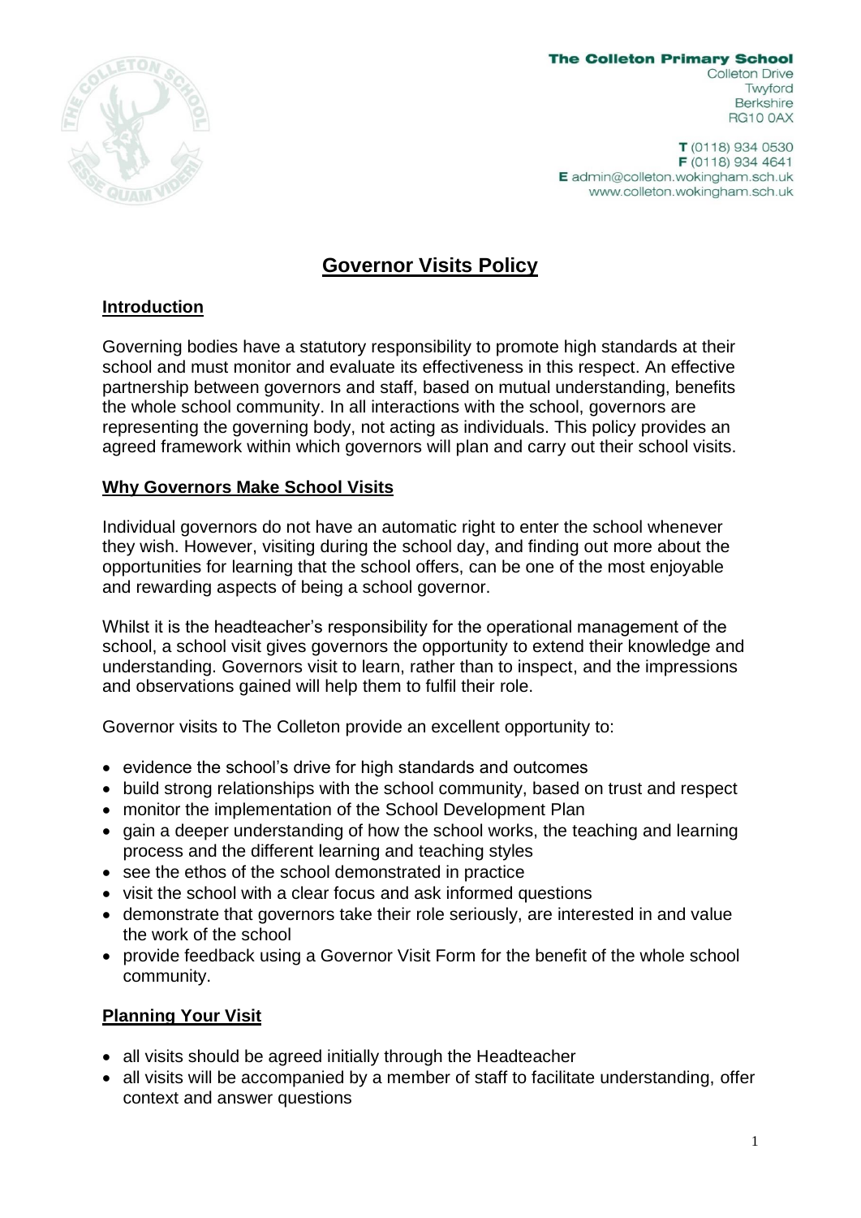**The Colleton Primary School**
Colleton Drive
Twyford
Berkshire
RG10 0AX

T (0118) 934 0530
F (0118) 934 4641
E admin@colleton.wokingham.sch.uk
www.colleton.wokingham.sch.uk

# Governor Visits Policy

## Introduction

Governing bodies have a statutory responsibility to promote high standards at their school and must monitor and evaluate its effectiveness in this respect. An effective partnership between governors and staff, based on mutual understanding, benefits the whole school community. In all interactions with the school, governors are representing the governing body, not acting as individuals. This policy provides an agreed framework within which governors will plan and carry out their school visits.

## Why Governors Make School Visits

Individual governors do not have an automatic right to enter the school whenever they wish. However, visiting during the school day, and finding out more about the opportunities for learning that the school offers, can be one of the most enjoyable and rewarding aspects of being a school governor.

Whilst it is the headteacher's responsibility for the operational management of the school, a school visit gives governors the opportunity to extend their knowledge and understanding. Governors visit to learn, rather than to inspect, and the impressions and observations gained will help them to fulfil their role.

Governor visits to The Colleton provide an excellent opportunity to:

- evidence the school's drive for high standards and outcomes
- build strong relationships with the school community, based on trust and respect
- monitor the implementation of the School Development Plan
- gain a deeper understanding of how the school works, the teaching and learning process and the different learning and teaching styles
- see the ethos of the school demonstrated in practice
- visit the school with a clear focus and ask informed questions
- demonstrate that governors take their role seriously, are interested in and value the work of the school
- provide feedback using a Governor Visit Form for the benefit of the whole school community.

## Planning Your Visit

- all visits should be agreed initially through the Headteacher
- all visits will be accompanied by a member of staff to facilitate understanding, offer context and answer questions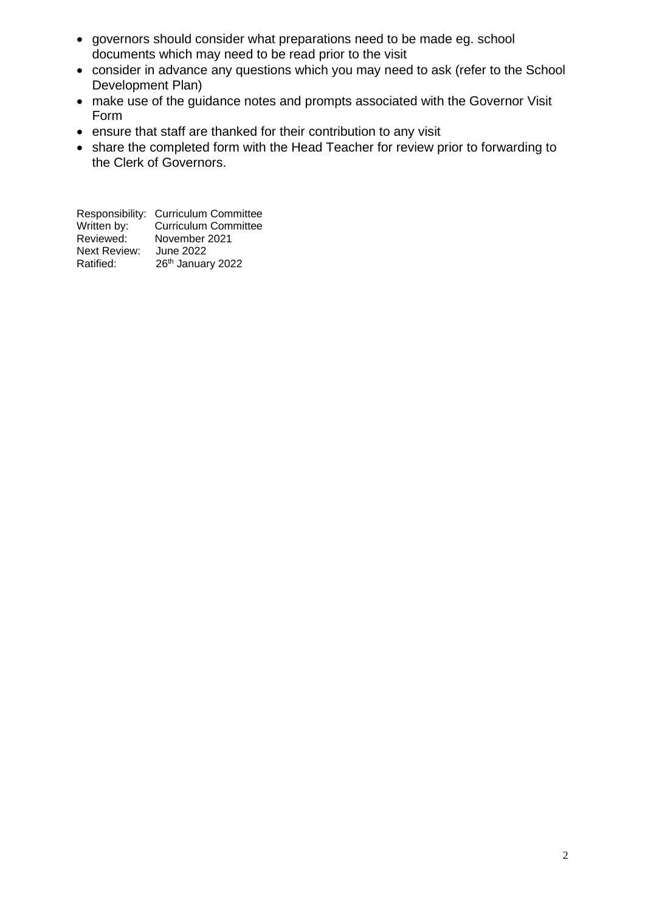- governors should consider what preparations need to be made eg. school documents which may need to be read prior to the visit
- consider in advance any questions which you may need to ask (refer to the School Development Plan)
- make use of the guidance notes and prompts associated with the Governor Visit Form
- ensure that staff are thanked for their contribution to any visit
- share the completed form with the Head Teacher for review prior to forwarding to the Clerk of Governors.

Responsibility: Curriculum Committee
Written by: Curriculum Committee
Reviewed: November 2021
Next Review: June 2022
Ratified: 26th January 2022